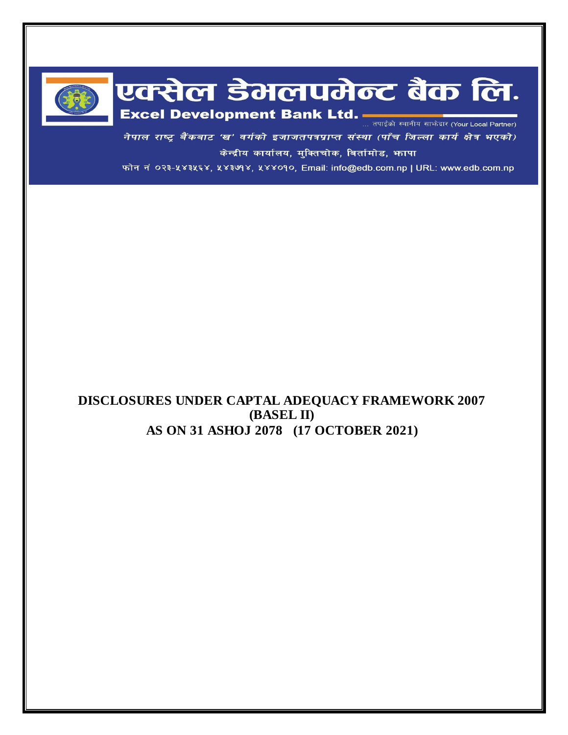# एक्सेल डेभलपमेन्ट बैंक लि.

**Excel Development Bank Ltd.**

... तपाईंको स्थानीय साझेदार (Your Local Partner)

*नेपाल राष्ट्र बैंकबाट 'ख' वर्गको इजाजतपत्रप्राप्त संस्था (पाँच जिल्ला कार्य क्षेत्र भएको)*

केन्द्रीय कार्यालय, मुक्तिचोक, बिर्तामोड, झापा

फोन नं ०२३-५४३५६४, ५४३७१४, ५४४०१०, Email: info@edb.com.np | URL: www.edb.com.np

# DISCLOSURES UNDER CAPTAL ADEQUACY FRAMEWORK 2007 (BASEL II) AS ON 31 ASHOJ 2078 (17 OCTOBER 2021)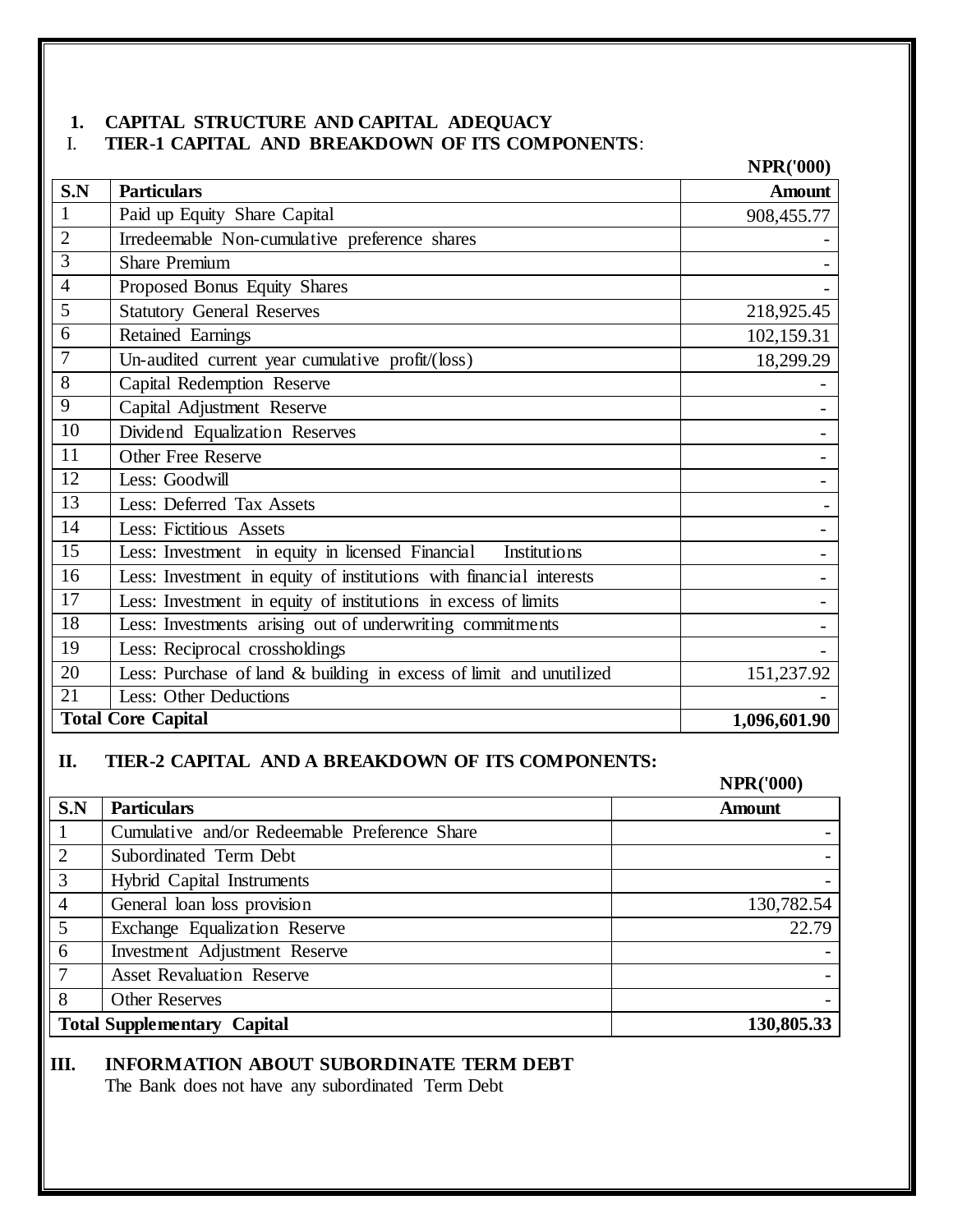## 1. CAPITAL STRUCTURE AND CAPITAL ADEQUACY

### I. TIER-1 CAPITAL AND BREAKDOWN OF ITS COMPONENTS:

NPR('000)

| S.N | Particulars | Amount |
|---|---|---|
| 1 | Paid up Equity Share Capital | 908,455.77 |
| 2 | Irredeemable Non-cumulative preference shares | - |
| 3 | Share Premium | - |
| 4 | Proposed Bonus Equity Shares | - |
| 5 | Statutory General Reserves | 218,925.45 |
| 6 | Retained Earnings | 102,159.31 |
| 7 | Un-audited current year cumulative profit/(loss) | 18,299.29 |
| 8 | Capital Redemption Reserve | - |
| 9 | Capital Adjustment Reserve | - |
| 10 | Dividend Equalization Reserves | - |
| 11 | Other Free Reserve | - |
| 12 | Less: Goodwill | - |
| 13 | Less: Deferred Tax Assets | - |
| 14 | Less: Fictitious Assets | - |
| 15 | Less: Investment in equity in licensed Financial Institutions | - |
| 16 | Less: Investment in equity of institutions with financial interests | - |
| 17 | Less: Investment in equity of institutions in excess of limits | - |
| 18 | Less: Investments arising out of underwriting commitments | - |
| 19 | Less: Reciprocal crossholdings | - |
| 20 | Less: Purchase of land & building in excess of limit and unutilized | 151,237.92 |
| 21 | Less: Other Deductions | - |
| **Total Core Capital** | | **1,096,601.90** |

### II. TIER-2 CAPITAL AND A BREAKDOWN OF ITS COMPONENTS:

NPR('000)

| S.N | Particulars | Amount |
|---|---|---|
| 1 | Cumulative and/or Redeemable Preference Share | - |
| 2 | Subordinated Term Debt | - |
| 3 | Hybrid Capital Instruments | - |
| 4 | General loan loss provision | 130,782.54 |
| 5 | Exchange Equalization Reserve | 22.79 |
| 6 | Investment Adjustment Reserve | - |
| 7 | Asset Revaluation Reserve | - |
| 8 | Other Reserves | - |
| **Total Supplementary Capital** | | **130,805.33** |

### III. INFORMATION ABOUT SUBORDINATE TERM DEBT

The Bank does not have any subordinated Term Debt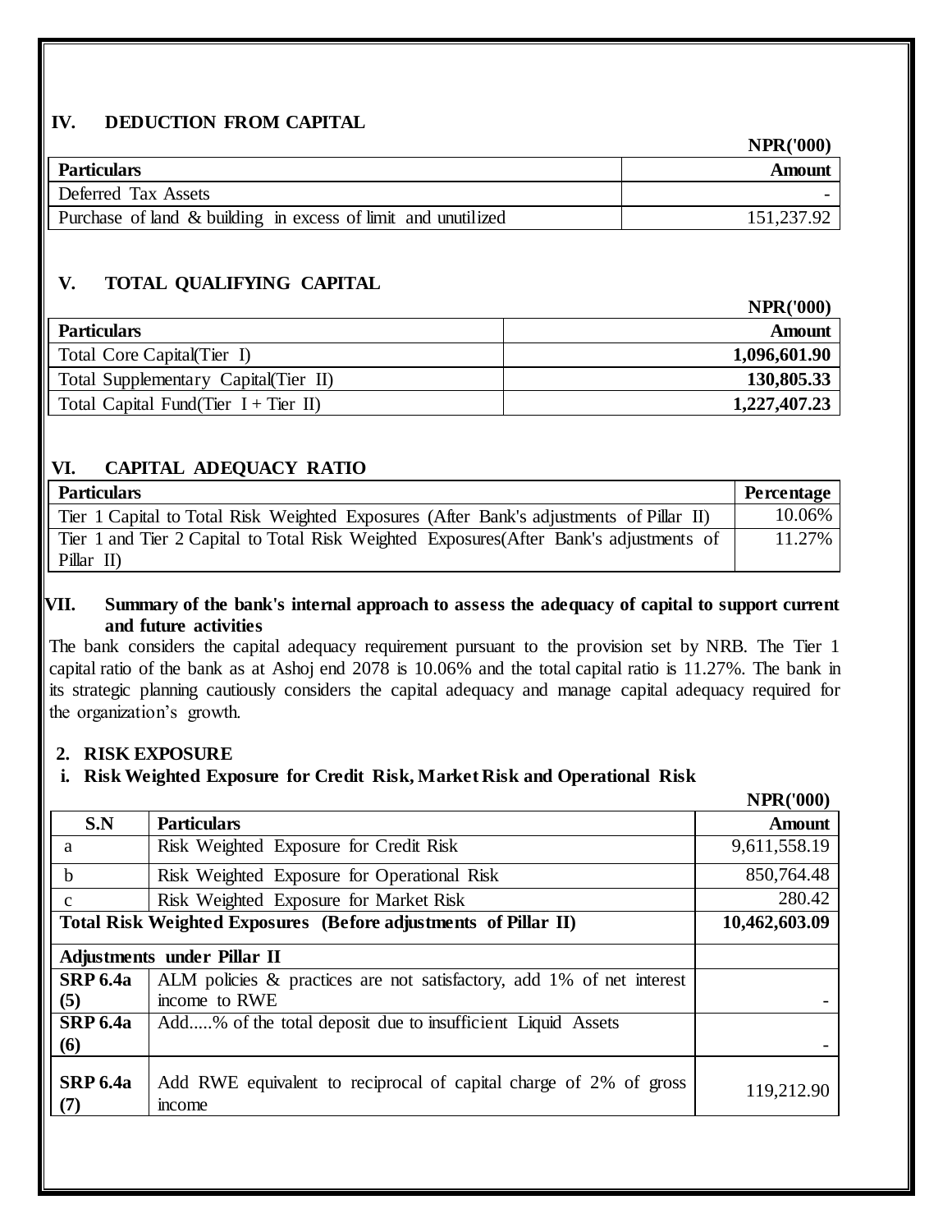### IV. DEDUCTION FROM CAPITAL

NPR('000)

| Particulars | Amount |
|---|---|
| Deferred Tax Assets | - |
| Purchase of land & building in excess of limit and unutilized | 151,237.92 |

### V. TOTAL QUALIFYING CAPITAL

NPR('000)

| Particulars | Amount |
|---|---|
| Total Core Capital(Tier I) | **1,096,601.90** |
| Total Supplementary Capital(Tier II) | **130,805.33** |
| Total Capital Fund(Tier I + Tier II) | **1,227,407.23** |

### VI. CAPITAL ADEQUACY RATIO

| Particulars | Percentage |
|---|---|
| Tier 1 Capital to Total Risk Weighted Exposures (After Bank's adjustments of Pillar II) | 10.06% |
| Tier 1 and Tier 2 Capital to Total Risk Weighted Exposures(After Bank's adjustments of Pillar II) | 11.27% |

### VII. Summary of the bank's internal approach to assess the adequacy of capital to support current and future activities

The bank considers the capital adequacy requirement pursuant to the provision set by NRB. The Tier 1 capital ratio of the bank as at Ashoj end 2078 is 10.06% and the total capital ratio is 11.27%. The bank in its strategic planning cautiously considers the capital adequacy and manage capital adequacy required for the organization's growth.

## 2. RISK EXPOSURE

### i. Risk Weighted Exposure for Credit Risk, Market Risk and Operational Risk

NPR('000)

| S.N | Particulars | Amount |
|---|---|---|
| a | Risk Weighted Exposure for Credit Risk | 9,611,558.19 |
| b | Risk Weighted Exposure for Operational Risk | 850,764.48 |
| c | Risk Weighted Exposure for Market Risk | 280.42 |
| **Total Risk Weighted Exposures (Before adjustments of Pillar II)** | | **10,462,603.09** |
| **Adjustments under Pillar II** | | |
| **SRP 6.4a (5)** | ALM policies & practices are not satisfactory, add 1% of net interest income to RWE | - |
| **SRP 6.4a (6)** | Add.....% of the total deposit due to insufficient Liquid Assets | - |
| **SRP 6.4a (7)** | Add RWE equivalent to reciprocal of capital charge of 2% of gross income | 119,212.90 |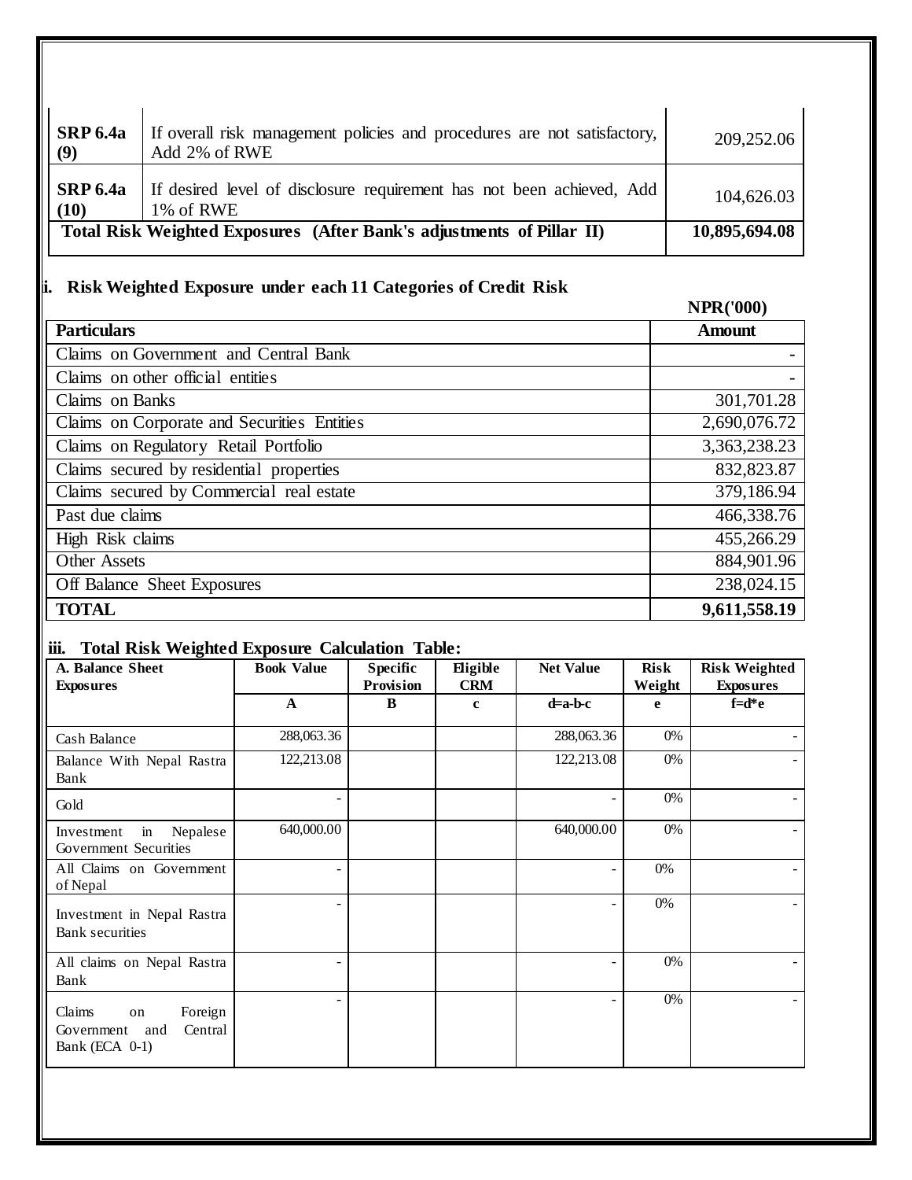| | | |
|---|---|---|
| **SRP 6.4a (9)** | If overall risk management policies and procedures are not satisfactory, Add 2% of RWE | 209,252.06 |
| **SRP 6.4a (10)** | If desired level of disclosure requirement has not been achieved, Add 1% of RWE | 104,626.03 |
| **Total Risk Weighted Exposures (After Bank's adjustments of Pillar II)** | | **10,895,694.08** |

### ii. Risk Weighted Exposure under each 11 Categories of Credit Risk

**NPR('000)**

| **Particulars** | **Amount** |
|---|---|
| Claims on Government and Central Bank | - |
| Claims on other official entities | - |
| Claims on Banks | 301,701.28 |
| Claims on Corporate and Securities Entities | 2,690,076.72 |
| Claims on Regulatory Retail Portfolio | 3,363,238.23 |
| Claims secured by residential properties | 832,823.87 |
| Claims secured by Commercial real estate | 379,186.94 |
| Past due claims | 466,338.76 |
| High Risk claims | 455,266.29 |
| Other Assets | 884,901.96 |
| Off Balance Sheet Exposures | 238,024.15 |
| **TOTAL** | **9,611,558.19** |

### iii. Total Risk Weighted Exposure Calculation Table:

| **A. Balance Sheet Exposures** | **Book Value** | **Specific Provision** | **Eligible CRM** | **Net Value** | **Risk Weight** | **Risk Weighted Exposures** |
|---|---|---|---|---|---|---|
| | **A** | **B** | **c** | **d=a-b-c** | **e** | **f=d*e** |
| Cash Balance | 288,063.36 | | | 288,063.36 | 0% | - |
| Balance With Nepal Rastra Bank | 122,213.08 | | | 122,213.08 | 0% | - |
| Gold | - | | | - | 0% | - |
| Investment in Nepalese Government Securities | 640,000.00 | | | 640,000.00 | 0% | - |
| All Claims on Government of Nepal | - | | | - | 0% | - |
| Investment in Nepal Rastra Bank securities | - | | | - | 0% | - |
| All claims on Nepal Rastra Bank | - | | | - | 0% | - |
| Claims on Foreign Government and Central Bank (ECA 0-1) | - | | | - | 0% | - |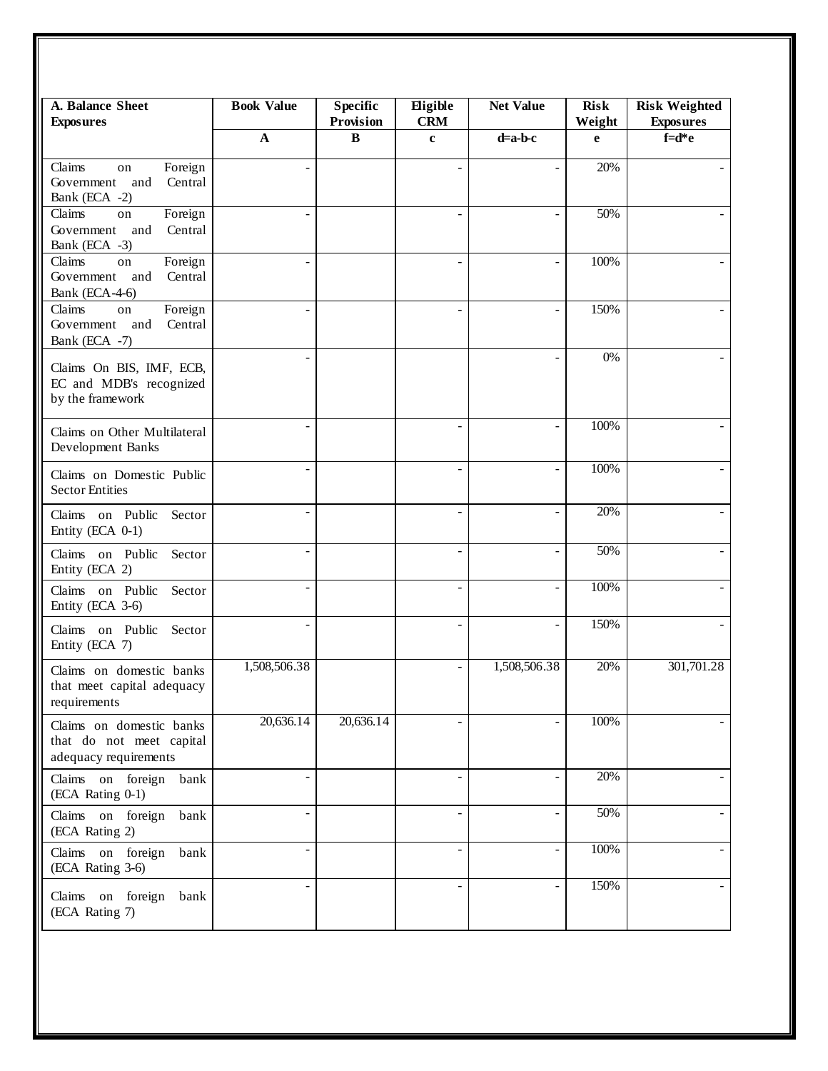| A. Balance Sheet Exposures | Book Value | Specific Provision | Eligible CRM | Net Value | Risk Weight | Risk Weighted Exposures |
|---|---|---|---|---|---|---|
| | A | B | c | d=a-b-c | e | f=d*e |
| Claims on Foreign Government and Central Bank (ECA -2) | - | | - | - | 20% | - |
| Claims on Foreign Government and Central Bank (ECA -3) | - | | - | - | 50% | - |
| Claims on Foreign Government and Central Bank (ECA-4-6) | - | | - | - | 100% | - |
| Claims on Foreign Government and Central Bank (ECA -7) | - | | - | - | 150% | - |
| Claims On BIS, IMF, ECB, EC and MDB's recognized by the framework | - | | | - | 0% | - |
| Claims on Other Multilateral Development Banks | - | | - | - | 100% | - |
| Claims on Domestic Public Sector Entities | - | | - | - | 100% | - |
| Claims on Public Sector Entity (ECA 0-1) | - | | - | - | 20% | - |
| Claims on Public Sector Entity (ECA 2) | - | | - | - | 50% | - |
| Claims on Public Sector Entity (ECA 3-6) | - | | - | - | 100% | - |
| Claims on Public Sector Entity (ECA 7) | - | | - | - | 150% | - |
| Claims on domestic banks that meet capital adequacy requirements | 1,508,506.38 | | - | 1,508,506.38 | 20% | 301,701.28 |
| Claims on domestic banks that do not meet capital adequacy requirements | 20,636.14 | 20,636.14 | - | - | 100% | - |
| Claims on foreign bank (ECA Rating 0-1) | - | | - | - | 20% | - |
| Claims on foreign bank (ECA Rating 2) | - | | - | - | 50% | - |
| Claims on foreign bank (ECA Rating 3-6) | - | | - | - | 100% | - |
| Claims on foreign bank (ECA Rating 7) | - | | - | - | 150% | - |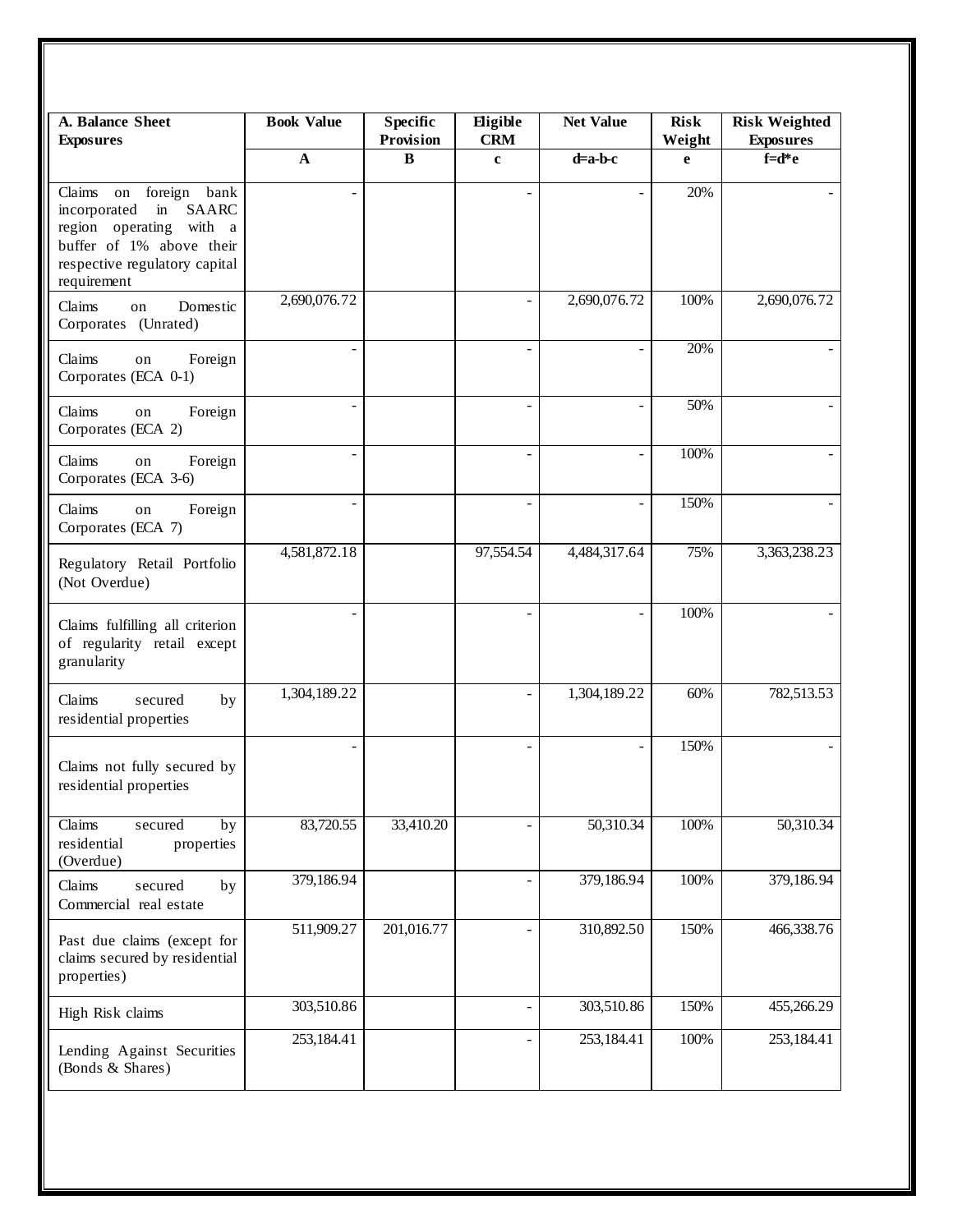| A. Balance Sheet Exposures | Book Value | Specific Provision | Eligible CRM | Net Value | Risk Weight | Risk Weighted Exposures |
|---|---|---|---|---|---|---|
| | A | B | c | d=a-b-c | e | f=d*e |
| Claims on foreign bank incorporated in SAARC region operating with a buffer of 1% above their respective regulatory capital requirement | - | | - | - | 20% | - |
| Claims on Domestic Corporates (Unrated) | 2,690,076.72 | | - | 2,690,076.72 | 100% | 2,690,076.72 |
| Claims on Foreign Corporates (ECA 0-1) | - | | - | - | 20% | - |
| Claims on Foreign Corporates (ECA 2) | - | | - | - | 50% | - |
| Claims on Foreign Corporates (ECA 3-6) | - | | - | - | 100% | - |
| Claims on Foreign Corporates (ECA 7) | - | | - | - | 150% | - |
| Regulatory Retail Portfolio (Not Overdue) | 4,581,872.18 | | 97,554.54 | 4,484,317.64 | 75% | 3,363,238.23 |
| Claims fulfilling all criterion of regularity retail except granularity | - | | - | - | 100% | - |
| Claims secured by residential properties | 1,304,189.22 | | - | 1,304,189.22 | 60% | 782,513.53 |
| Claims not fully secured by residential properties | - | | - | - | 150% | - |
| Claims secured by residential properties (Overdue) | 83,720.55 | 33,410.20 | - | 50,310.34 | 100% | 50,310.34 |
| Claims secured by Commercial real estate | 379,186.94 | | - | 379,186.94 | 100% | 379,186.94 |
| Past due claims (except for claims secured by residential properties) | 511,909.27 | 201,016.77 | - | 310,892.50 | 150% | 466,338.76 |
| High Risk claims | 303,510.86 | | - | 303,510.86 | 150% | 455,266.29 |
| Lending Against Securities (Bonds & Shares) | 253,184.41 | | - | 253,184.41 | 100% | 253,184.41 |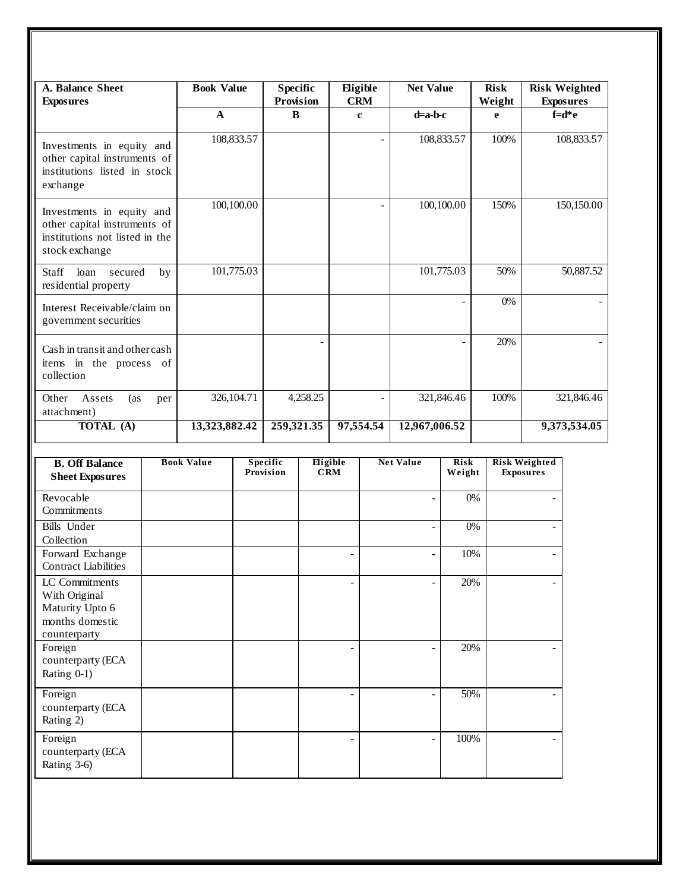| A. Balance Sheet Exposures | Book Value | Specific Provision | Eligible CRM | Net Value | Risk Weight | Risk Weighted Exposures |
|---|---|---|---|---|---|---|
| | A | B | c | d=a-b-c | e | f=d*e |
| Investments in equity and other capital instruments of institutions listed in stock exchange | 108,833.57 | | - | 108,833.57 | 100% | 108,833.57 |
| Investments in equity and other capital instruments of institutions not listed in the stock exchange | 100,100.00 | | - | 100,100.00 | 150% | 150,150.00 |
| Staff loan secured by residential property | 101,775.03 | | | 101,775.03 | 50% | 50,887.52 |
| Interest Receivable/claim on government securities | | | | - | 0% | - |
| Cash in transit and other cash items in the process of collection | | - | | - | 20% | - |
| Other Assets (as per attachment) | 326,104.71 | 4,258.25 | - | 321,846.46 | 100% | 321,846.46 |
| **TOTAL (A)** | **13,323,882.42** | **259,321.35** | **97,554.54** | **12,967,006.52** | | **9,373,534.05** |

| B. Off Balance Sheet Exposures | Book Value | Specific Provision | Eligible CRM | Net Value | Risk Weight | Risk Weighted Exposures |
|---|---|---|---|---|---|---|
| Revocable Commitments | | | | - | 0% | - |
| Bills Under Collection | | | | - | 0% | - |
| Forward Exchange Contract Liabilities | | | - | - | 10% | - |
| LC Commitments With Original Maturity Upto 6 months domestic counterparty | | | - | - | 20% | - |
| Foreign counterparty (ECA Rating 0-1) | | | - | - | 20% | - |
| Foreign counterparty (ECA Rating 2) | | | - | - | 50% | - |
| Foreign counterparty (ECA Rating 3-6) | | | - | - | 100% | - |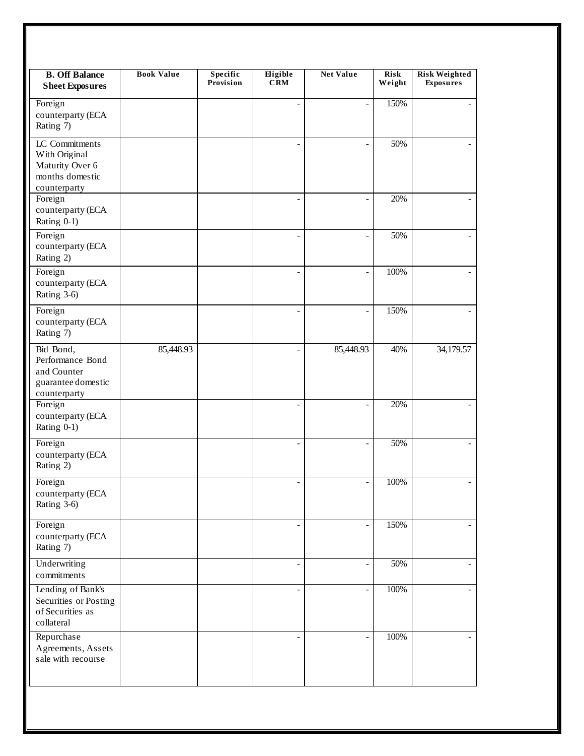| B. Off Balance Sheet Exposures | Book Value | Specific Provision | Eligible CRM | Net Value | Risk Weight | Risk Weighted Exposures |
|---|---|---|---|---|---|---|
| Foreign counterparty (ECA Rating 7) | | | - | - | 150% | - |
| LC Commitments With Original Maturity Over 6 months domestic counterparty | | | - | - | 50% | - |
| Foreign counterparty (ECA Rating 0-1) | | | - | - | 20% | - |
| Foreign counterparty (ECA Rating 2) | | | - | - | 50% | - |
| Foreign counterparty (ECA Rating 3-6) | | | - | - | 100% | - |
| Foreign counterparty (ECA Rating 7) | | | - | - | 150% | - |
| Bid Bond, Performance Bond and Counter guarantee domestic counterparty | 85,448.93 | | - | 85,448.93 | 40% | 34,179.57 |
| Foreign counterparty (ECA Rating 0-1) | | | - | - | 20% | - |
| Foreign counterparty (ECA Rating 2) | | | - | - | 50% | - |
| Foreign counterparty (ECA Rating 3-6) | | | - | - | 100% | - |
| Foreign counterparty (ECA Rating 7) | | | - | - | 150% | - |
| Underwriting commitments | | | - | - | 50% | - |
| Lending of Bank's Securities or Posting of Securities as collateral | | | - | - | 100% | - |
| Repurchase Agreements, Assets sale with recourse | | | - | - | 100% | - |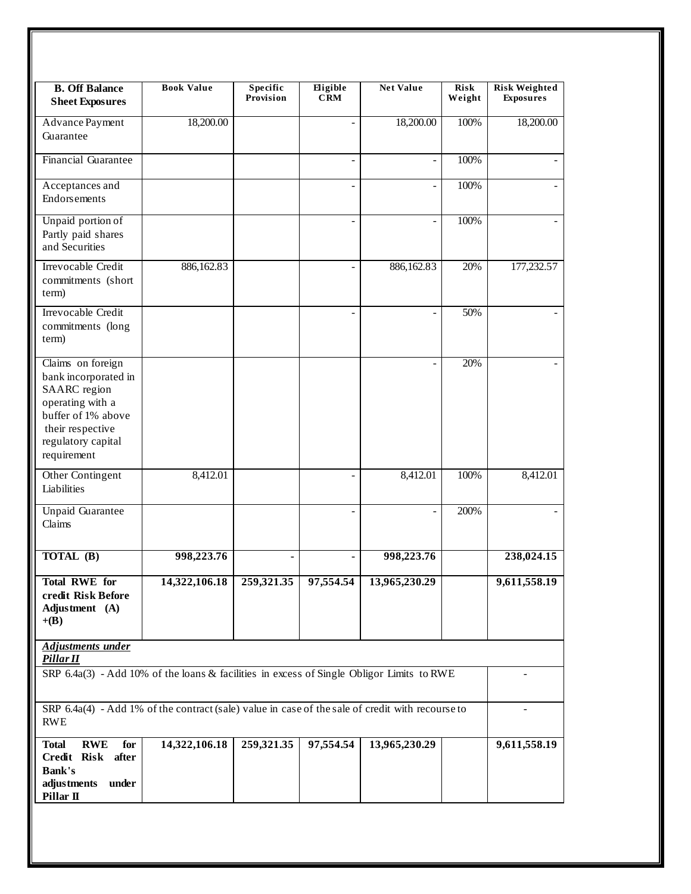| B. Off Balance Sheet Exposures | Book Value | Specific Provision | Eligible CRM | Net Value | Risk Weight | Risk Weighted Exposures |
|---|---|---|---|---|---|---|
| Advance Payment Guarantee | 18,200.00 | | - | 18,200.00 | 100% | 18,200.00 |
| Financial Guarantee | | | - | - | 100% | - |
| Acceptances and Endorsements | | | - | - | 100% | - |
| Unpaid portion of Partly paid shares and Securities | | | - | - | 100% | - |
| Irrevocable Credit commitments (short term) | 886,162.83 | | - | 886,162.83 | 20% | 177,232.57 |
| Irrevocable Credit commitments (long term) | | | - | - | 50% | - |
| Claims on foreign bank incorporated in SAARC region operating with a buffer of 1% above their respective regulatory capital requirement | | | | - | 20% | - |
| Other Contingent Liabilities | 8,412.01 | | - | 8,412.01 | 100% | 8,412.01 |
| Unpaid Guarantee Claims | | | - | - | 200% | - |
| **TOTAL (B)** | **998,223.76** | **-** | **-** | **998,223.76** | | **238,024.15** |
| **Total RWE for credit Risk Before Adjustment (A) +(B)** | **14,322,106.18** | **259,321.35** | **97,554.54** | **13,965,230.29** | | **9,611,558.19** |
| ***Adjustments under Pillar II*** | | | | | | |
| SRP 6.4a(3) - Add 10% of the loans & facilities in excess of Single Obligor Limits to RWE | | | | | | - |
| SRP 6.4a(4) - Add 1% of the contract (sale) value in case of the sale of credit with recourse to RWE | | | | | | - |
| **Total RWE for Credit Risk after Bank's adjustments under Pillar II** | **14,322,106.18** | **259,321.35** | **97,554.54** | **13,965,230.29** | | **9,611,558.19** |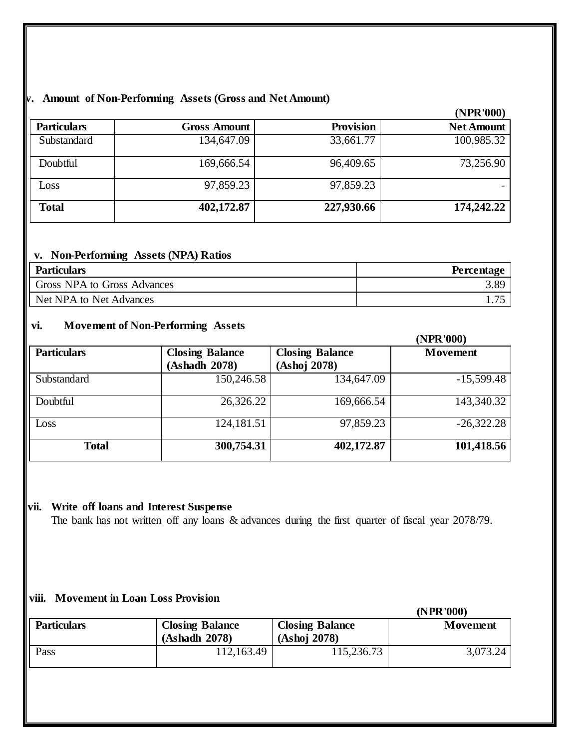### v. Amount of Non-Performing Assets (Gross and Net Amount)

(NPR'000)

| Particulars | Gross Amount | Provision | Net Amount |
|---|---|---|---|
| Substandard | 134,647.09 | 33,661.77 | 100,985.32 |
| Doubtful | 169,666.54 | 96,409.65 | 73,256.90 |
| Loss | 97,859.23 | 97,859.23 | - |
| **Total** | **402,172.87** | **227,930.66** | **174,242.22** |

### v. Non-Performing Assets (NPA) Ratios

| Particulars | Percentage |
|---|---|
| Gross NPA to Gross Advances | 3.89 |
| Net NPA to Net Advances | 1.75 |

### vi. Movement of Non-Performing Assets

(NPR'000)

| Particulars | Closing Balance (Ashadh 2078) | Closing Balance (Ashoj 2078) | Movement |
|---|---|---|---|
| Substandard | 150,246.58 | 134,647.09 | -15,599.48 |
| Doubtful | 26,326.22 | 169,666.54 | 143,340.32 |
| Loss | 124,181.51 | 97,859.23 | -26,322.28 |
| **Total** | **300,754.31** | **402,172.87** | **101,418.56** |

### vii. Write off loans and Interest Suspense

The bank has not written off any loans & advances during the first quarter of fiscal year 2078/79.

### viii. Movement in Loan Loss Provision

(NPR'000)

| Particulars | Closing Balance (Ashadh 2078) | Closing Balance (Ashoj 2078) | Movement |
|---|---|---|---|
| Pass | 112,163.49 | 115,236.73 | 3,073.24 |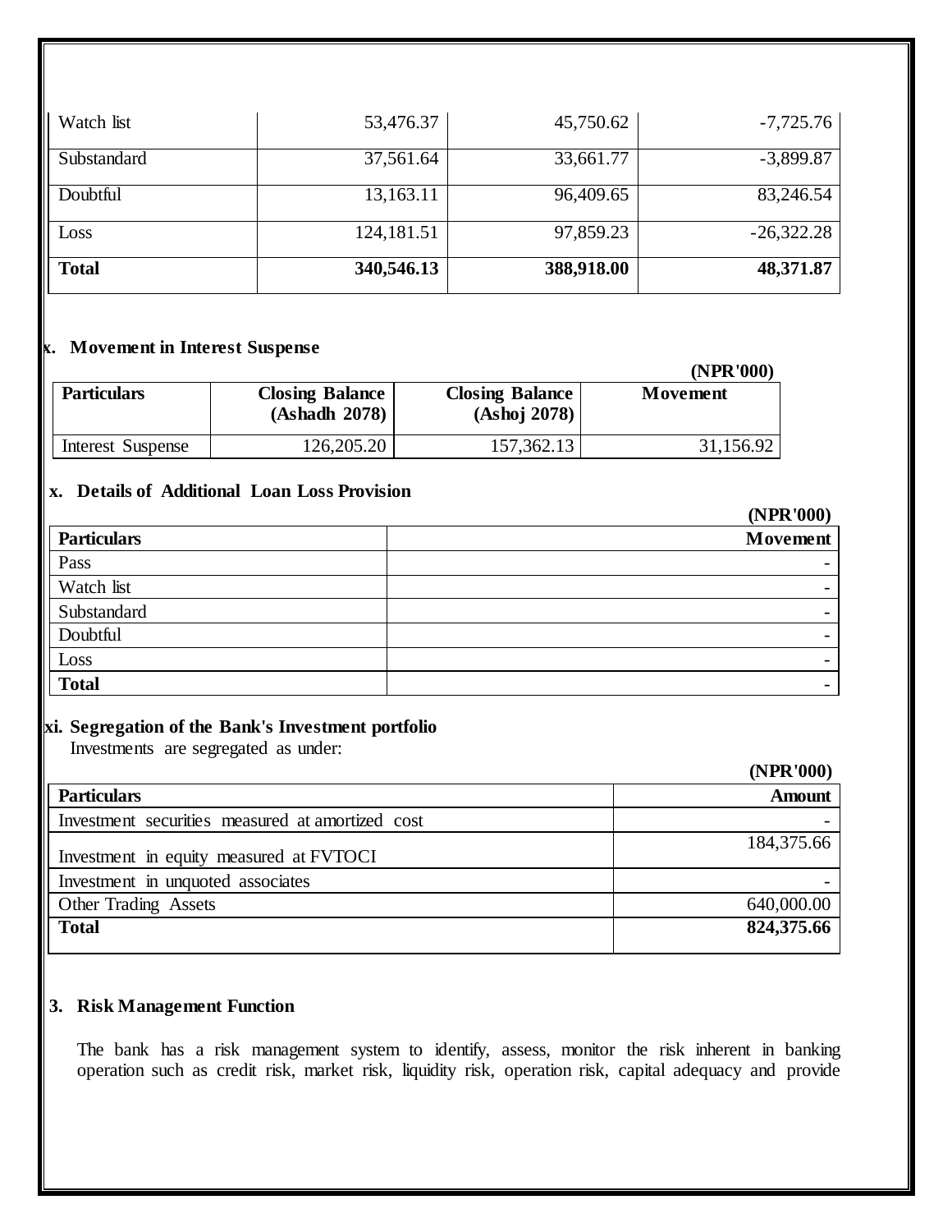| Watch list | 53,476.37 | 45,750.62 | -7,725.76 |
|---|---|---|---|
| Substandard | 37,561.64 | 33,661.77 | -3,899.87 |
| Doubtful | 13,163.11 | 96,409.65 | 83,246.54 |
| Loss | 124,181.51 | 97,859.23 | -26,322.28 |
| **Total** | **340,546.13** | **388,918.00** | **48,371.87** |

**x. Movement in Interest Suspense**

**(NPR'000)**

| Particulars | Closing Balance (Ashadh 2078) | Closing Balance (Ashoj 2078) | Movement |
|---|---|---|---|
| Interest Suspense | 126,205.20 | 157,362.13 | 31,156.92 |

**x. Details of Additional Loan Loss Provision**

**(NPR'000)**

| Particulars | Movement |
|---|---|
| Pass | - |
| Watch list | - |
| Substandard | - |
| Doubtful | - |
| Loss | - |
| **Total** | - |

**xi. Segregation of the Bank's Investment portfolio**

Investments are segregated as under:

**(NPR'000)**

| Particulars | Amount |
|---|---|
| Investment securities measured at amortized cost | - |
| Investment in equity measured at FVTOCI | 184,375.66 |
| Investment in unquoted associates | - |
| Other Trading Assets | 640,000.00 |
| **Total** | **824,375.66** |

**3. Risk Management Function**

The bank has a risk management system to identify, assess, monitor the risk inherent in banking operation such as credit risk, market risk, liquidity risk, operation risk, capital adequacy and provide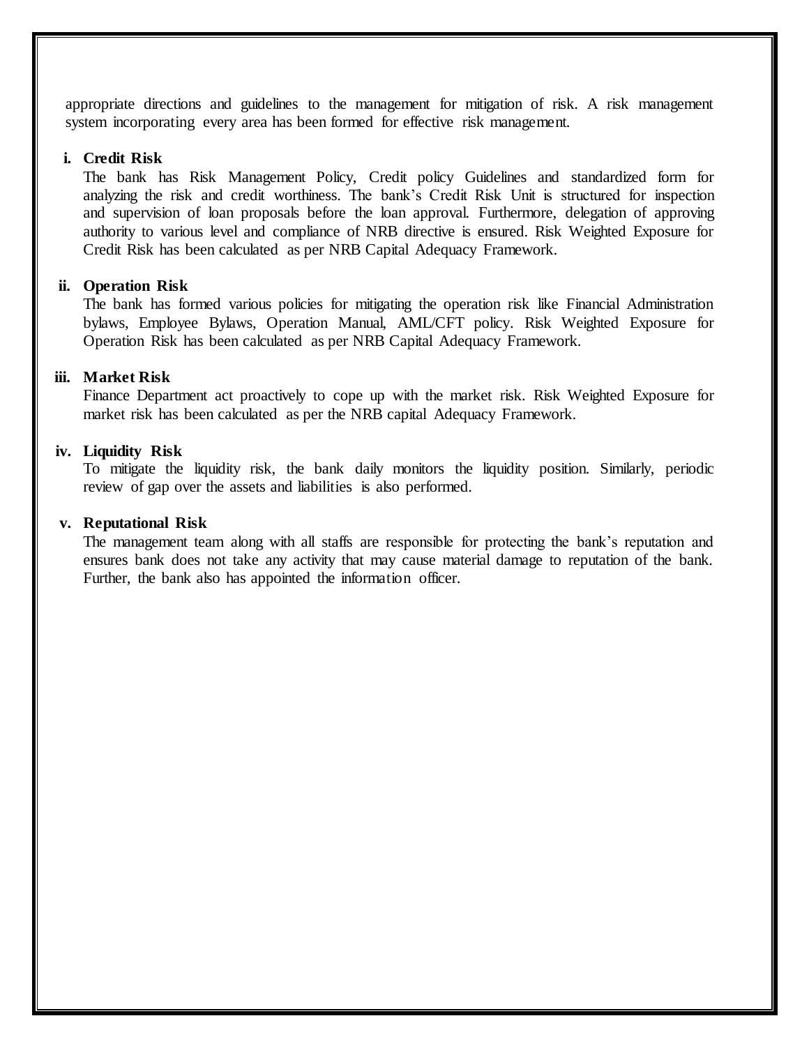appropriate directions and guidelines to the management for mitigation of risk. A risk management system incorporating every area has been formed for effective risk management.

**i. Credit Risk**

The bank has Risk Management Policy, Credit policy Guidelines and standardized form for analyzing the risk and credit worthiness. The bank's Credit Risk Unit is structured for inspection and supervision of loan proposals before the loan approval. Furthermore, delegation of approving authority to various level and compliance of NRB directive is ensured. Risk Weighted Exposure for Credit Risk has been calculated as per NRB Capital Adequacy Framework.

**ii. Operation Risk**

The bank has formed various policies for mitigating the operation risk like Financial Administration bylaws, Employee Bylaws, Operation Manual, AML/CFT policy. Risk Weighted Exposure for Operation Risk has been calculated as per NRB Capital Adequacy Framework.

**iii. Market Risk**

Finance Department act proactively to cope up with the market risk. Risk Weighted Exposure for market risk has been calculated as per the NRB capital Adequacy Framework.

**iv. Liquidity Risk**

To mitigate the liquidity risk, the bank daily monitors the liquidity position. Similarly, periodic review of gap over the assets and liabilities is also performed.

**v. Reputational Risk**

The management team along with all staffs are responsible for protecting the bank's reputation and ensures bank does not take any activity that may cause material damage to reputation of the bank. Further, the bank also has appointed the information officer.